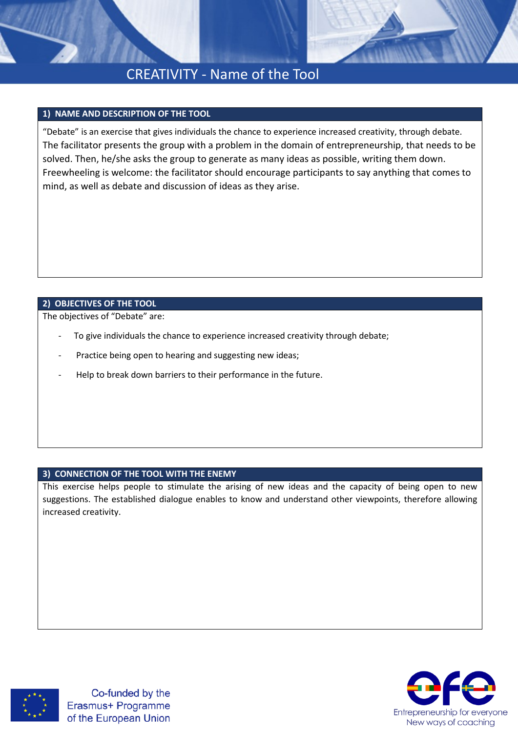# CREATIVITY - Name of the Tool

## 1) NAME AND DESCRIPTION OF THE TOOL

“Debate” is an exercise that gives individuals the chance to experience increased creativity, through debate. The facilitator presents the group with a problem in the domain of entrepreneurship, that needs to be solved. Then, he/she asks the group to generate as many ideas as possible, writing them down. Freewheeling is welcome: the facilitator should encourage participants to say anything that comes to mind, as well as debate and discussion of ideas as they arise.

## 2) OBJECTIVES OF THE TOOL

The objectives of “Debate” are:

- To give individuals the chance to experience increased creativity through debate;
- Practice being open to hearing and suggesting new ideas;
- Help to break down barriers to their performance in the future.

## 3) CONNECTION OF THE TOOL WITH THE ENEMY

This exercise helps people to stimulate the arising of new ideas and the capacity of being open to new suggestions. The established dialogue enables to know and understand other viewpoints, therefore allowing increased creativity.

Co-funded by the Erasmus+ Programme of the European Union

Entrepreneurship for everyone
New ways of coaching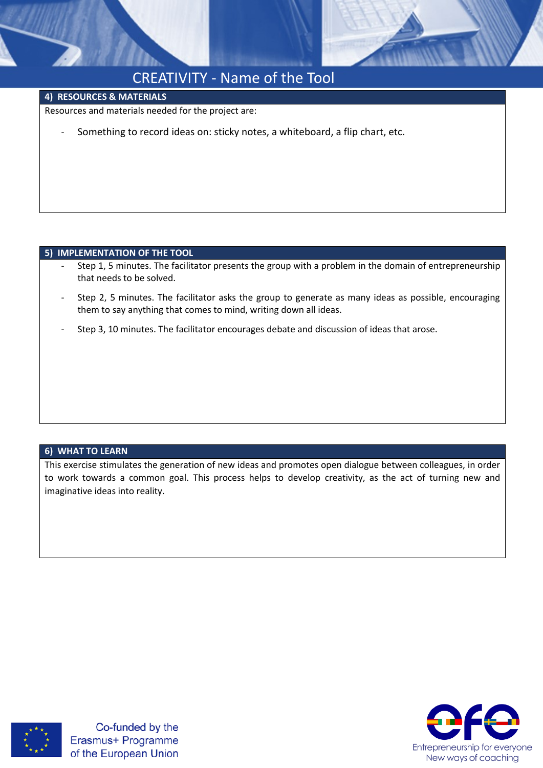# CREATIVITY - Name of the Tool

## 4) RESOURCES & MATERIALS

Resources and materials needed for the project are:

- Something to record ideas on: sticky notes, a whiteboard, a flip chart, etc.

## 5) IMPLEMENTATION OF THE TOOL

- Step 1, 5 minutes. The facilitator presents the group with a problem in the domain of entrepreneurship that needs to be solved.
- Step 2, 5 minutes. The facilitator asks the group to generate as many ideas as possible, encouraging them to say anything that comes to mind, writing down all ideas.
- Step 3, 10 minutes. The facilitator encourages debate and discussion of ideas that arose.

## 6) WHAT TO LEARN

This exercise stimulates the generation of new ideas and promotes open dialogue between colleagues, in order to work towards a common goal. This process helps to develop creativity, as the act of turning new and imaginative ideas into reality.

Co-funded by the Erasmus+ Programme of the European Union

Entrepreneurship for everyone
New ways of coaching